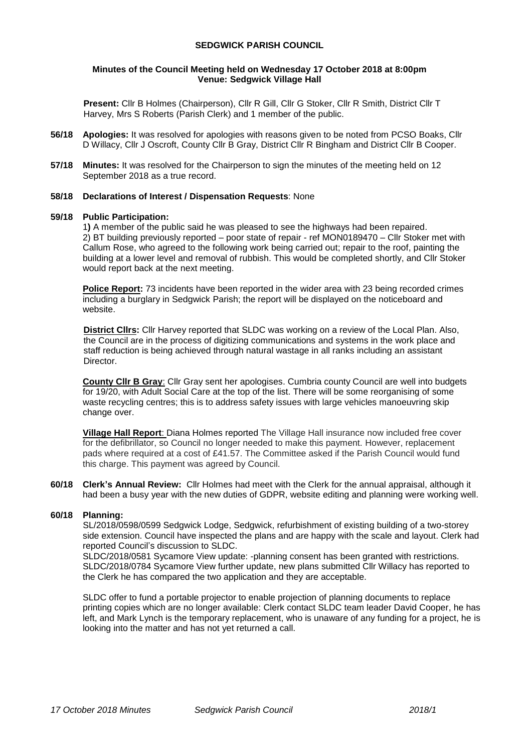# SEDGWICK PARISH COUNCIL

**Minutes of the Council Meeting held on Wednesday 17 October 2018 at 8:00pm**
**Venue: Sedgwick Village Hall**

**Present:** Cllr B Holmes (Chairperson), Cllr R Gill, Cllr G Stoker, Cllr R Smith, District Cllr T Harvey, Mrs S Roberts (Parish Clerk) and 1 member of the public.

**56/18 Apologies:** It was resolved for apologies with reasons given to be noted from PCSO Boaks, Cllr D Willacy, Cllr J Oscroft, County Cllr B Gray, District Cllr R Bingham and District Cllr B Cooper.

**57/18 Minutes:** It was resolved for the Chairperson to sign the minutes of the meeting held on 12 September 2018 as a true record.

**58/18 Declarations of Interest / Dispensation Requests**: None

**59/18 Public Participation:**

1**)** A member of the public said he was pleased to see the highways had been repaired.
2) BT building previously reported – poor state of repair - ref MON0189470 – Cllr Stoker met with Callum Rose, who agreed to the following work being carried out; repair to the roof, painting the building at a lower level and removal of rubbish. This would be completed shortly, and Cllr Stoker would report back at the next meeting.

**Police Report:** 73 incidents have been reported in the wider area with 23 being recorded crimes including a burglary in Sedgwick Parish; the report will be displayed on the noticeboard and website.

**District Cllrs:** Cllr Harvey reported that SLDC was working on a review of the Local Plan. Also, the Council are in the process of digitizing communications and systems in the work place and staff reduction is being achieved through natural wastage in all ranks including an assistant Director.

**County Cllr B Gray**: Cllr Gray sent her apologises. Cumbria county Council are well into budgets for 19/20, with Adult Social Care at the top of the list. There will be some reorganising of some waste recycling centres; this is to address safety issues with large vehicles manoeuvring skip change over.

**Village Hall Report**: Diana Holmes reported The Village Hall insurance now included free cover for the defibrillator, so Council no longer needed to make this payment. However, replacement pads where required at a cost of £41.57. The Committee asked if the Parish Council would fund this charge. This payment was agreed by Council.

**60/18 Clerk's Annual Review:** Cllr Holmes had meet with the Clerk for the annual appraisal, although it had been a busy year with the new duties of GDPR, website editing and planning were working well.

**60/18 Planning:**

SL/2018/0598/0599 Sedgwick Lodge, Sedgwick, refurbishment of existing building of a two-storey side extension. Council have inspected the plans and are happy with the scale and layout. Clerk had reported Council's discussion to SLDC.
SLDC/2018/0581 Sycamore View update: -planning consent has been granted with restrictions.
SLDC/2018/0784 Sycamore View further update, new plans submitted Cllr Willacy has reported to the Clerk he has compared the two application and they are acceptable.

SLDC offer to fund a portable projector to enable projection of planning documents to replace printing copies which are no longer available: Clerk contact SLDC team leader David Cooper, he has left, and Mark Lynch is the temporary replacement, who is unaware of any funding for a project, he is looking into the matter and has not yet returned a call.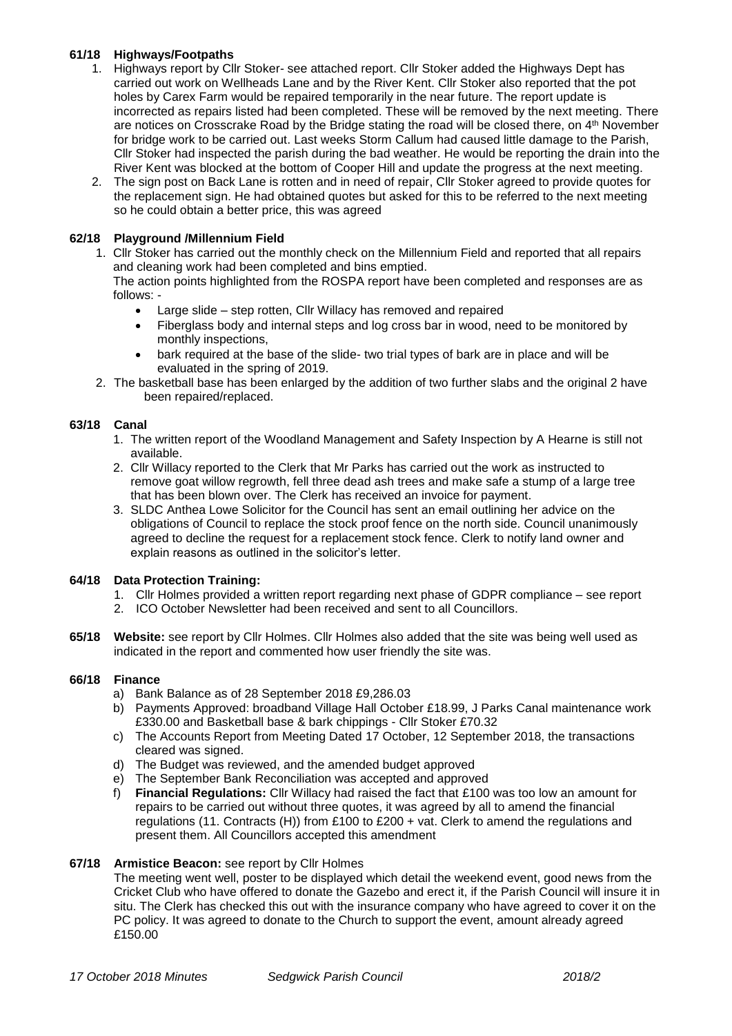**61/18 Highways/Footpaths**

1. Highways report by Cllr Stoker- see attached report. Cllr Stoker added the Highways Dept has carried out work on Wellheads Lane and by the River Kent. Cllr Stoker also reported that the pot holes by Carex Farm would be repaired temporarily in the near future. The report update is incorrected as repairs listed had been completed. These will be removed by the next meeting. There are notices on Crosscrake Road by the Bridge stating the road will be closed there, on 4th November for bridge work to be carried out. Last weeks Storm Callum had caused little damage to the Parish, Cllr Stoker had inspected the parish during the bad weather. He would be reporting the drain into the River Kent was blocked at the bottom of Cooper Hill and update the progress at the next meeting.
2. The sign post on Back Lane is rotten and in need of repair, Cllr Stoker agreed to provide quotes for the replacement sign. He had obtained quotes but asked for this to be referred to the next meeting so he could obtain a better price, this was agreed

**62/18 Playground /Millennium Field**

1. Cllr Stoker has carried out the monthly check on the Millennium Field and reported that all repairs and cleaning work had been completed and bins emptied.
   The action points highlighted from the ROSPA report have been completed and responses are as follows: -
   - Large slide – step rotten, Cllr Willacy has removed and repaired
   - Fiberglass body and internal steps and log cross bar in wood, need to be monitored by monthly inspections,
   - bark required at the base of the slide- two trial types of bark are in place and will be evaluated in the spring of 2019.
2. The basketball base has been enlarged by the addition of two further slabs and the original 2 have been repaired/replaced.

**63/18 Canal**

1. The written report of the Woodland Management and Safety Inspection by A Hearne is still not available.
2. Cllr Willacy reported to the Clerk that Mr Parks has carried out the work as instructed to remove goat willow regrowth, fell three dead ash trees and make safe a stump of a large tree that has been blown over. The Clerk has received an invoice for payment.
3. SLDC Anthea Lowe Solicitor for the Council has sent an email outlining her advice on the obligations of Council to replace the stock proof fence on the north side. Council unanimously agreed to decline the request for a replacement stock fence. Clerk to notify land owner and explain reasons as outlined in the solicitor's letter.

**64/18 Data Protection Training:**

1. Cllr Holmes provided a written report regarding next phase of GDPR compliance – see report
2. ICO October Newsletter had been received and sent to all Councillors.

**65/18 Website:** see report by Cllr Holmes. Cllr Holmes also added that the site was being well used as indicated in the report and commented how user friendly the site was.

**66/18 Finance**

a) Bank Balance as of 28 September 2018 £9,286.03
b) Payments Approved: broadband Village Hall October £18.99, J Parks Canal maintenance work £330.00 and Basketball base & bark chippings - Cllr Stoker £70.32
c) The Accounts Report from Meeting Dated 17 October, 12 September 2018, the transactions cleared was signed.
d) The Budget was reviewed, and the amended budget approved
e) The September Bank Reconciliation was accepted and approved
f) **Financial Regulations:** Cllr Willacy had raised the fact that £100 was too low an amount for repairs to be carried out without three quotes, it was agreed by all to amend the financial regulations (11. Contracts (H)) from £100 to £200 + vat. Clerk to amend the regulations and present them. All Councillors accepted this amendment

**67/18 Armistice Beacon:** see report by Cllr Holmes

The meeting went well, poster to be displayed which detail the weekend event, good news from the Cricket Club who have offered to donate the Gazebo and erect it, if the Parish Council will insure it in situ. The Clerk has checked this out with the insurance company who have agreed to cover it on the PC policy. It was agreed to donate to the Church to support the event, amount already agreed £150.00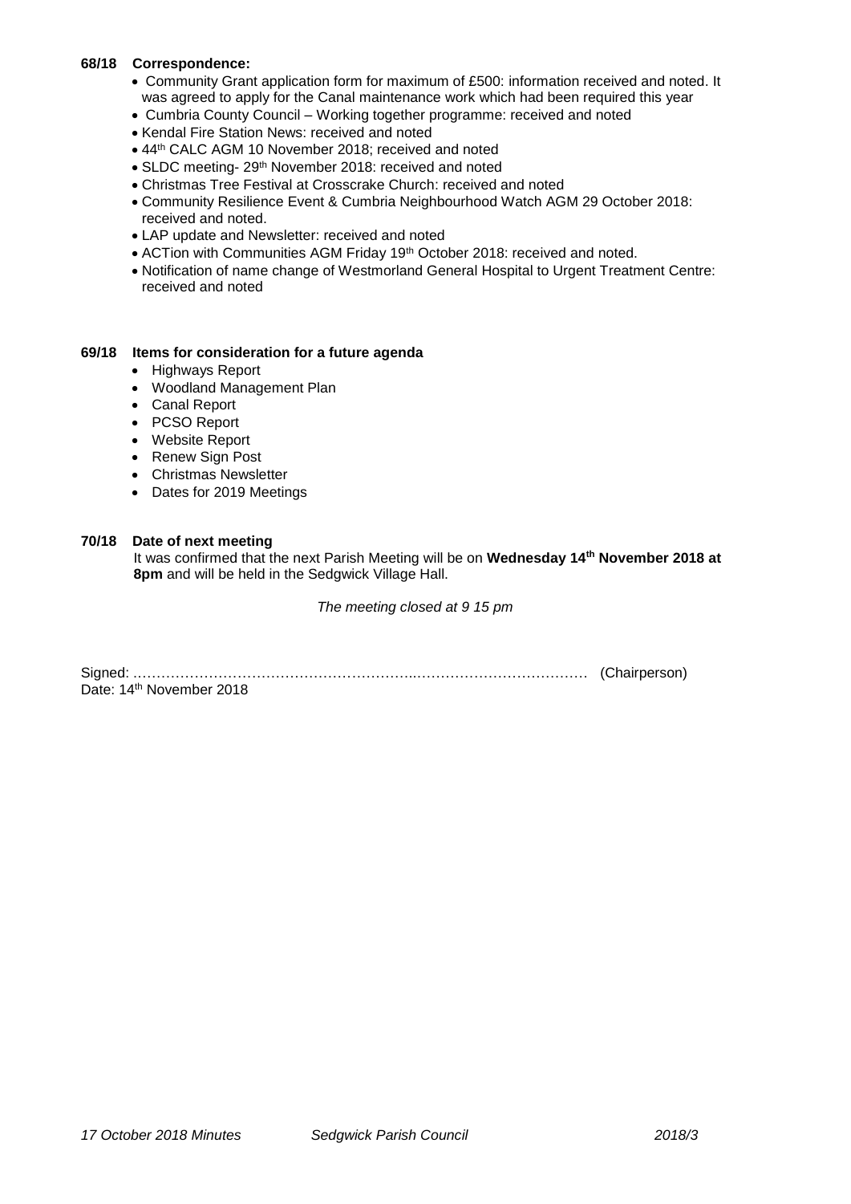**68/18 Correspondence:**

- Community Grant application form for maximum of £500: information received and noted. It was agreed to apply for the Canal maintenance work which had been required this year
- Cumbria County Council – Working together programme: received and noted
- Kendal Fire Station News: received and noted
- 44th CALC AGM 10 November 2018; received and noted
- SLDC meeting- 29th November 2018: received and noted
- Christmas Tree Festival at Crosscrake Church: received and noted
- Community Resilience Event & Cumbria Neighbourhood Watch AGM 29 October 2018: received and noted.
- LAP update and Newsletter: received and noted
- ACTion with Communities AGM Friday 19th October 2018: received and noted.
- Notification of name change of Westmorland General Hospital to Urgent Treatment Centre: received and noted

**69/18 Items for consideration for a future agenda**

- Highways Report
- Woodland Management Plan
- Canal Report
- PCSO Report
- Website Report
- Renew Sign Post
- Christmas Newsletter
- Dates for 2019 Meetings

**70/18 Date of next meeting**

It was confirmed that the next Parish Meeting will be on **Wednesday 14th November 2018 at 8pm** and will be held in the Sedgwick Village Hall.

*The meeting closed at 9 15 pm*

Signed: ……………………………………………………..……………………………… (Chairperson)

Date: 14th November 2018